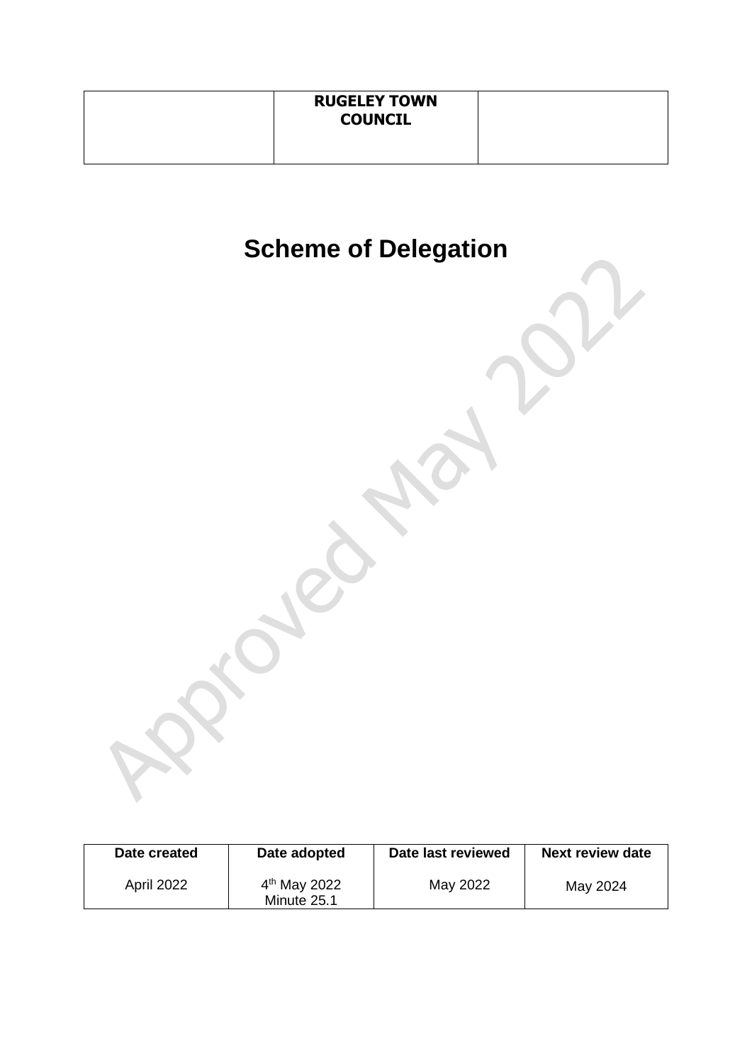| | **RUGELEY TOWN COUNCIL** | |
|---|---|---|

# Scheme of Delegation

Approved May 2022

| Date created | Date adopted | Date last reviewed | Next review date |
|---|---|---|---|
| April 2022 | 4th May 2022 Minute 25.1 | May 2022 | May 2024 |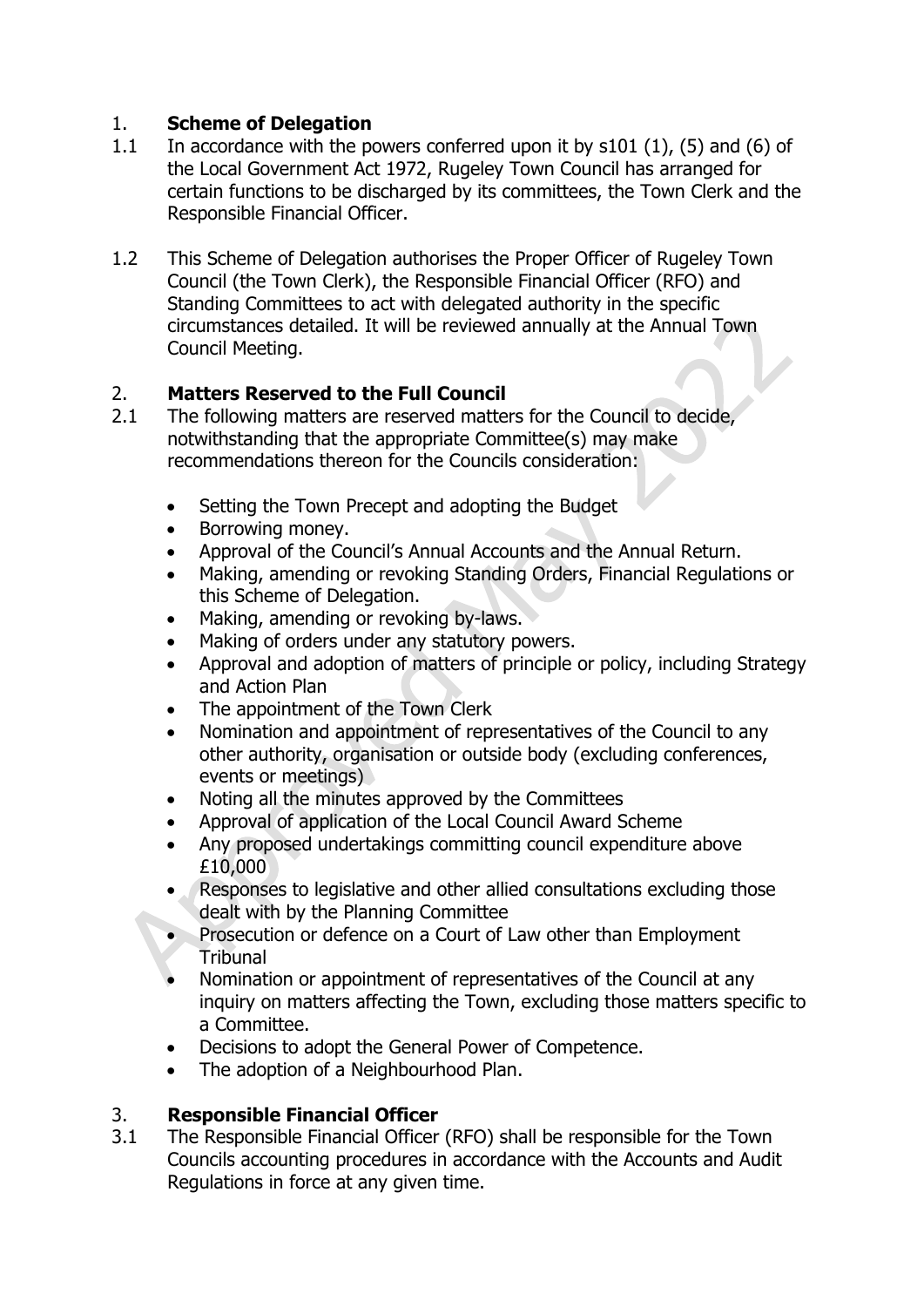## 1. **Scheme of Delegation**

1.1 In accordance with the powers conferred upon it by s101 (1), (5) and (6) of the Local Government Act 1972, Rugeley Town Council has arranged for certain functions to be discharged by its committees, the Town Clerk and the Responsible Financial Officer.

1.2 This Scheme of Delegation authorises the Proper Officer of Rugeley Town Council (the Town Clerk), the Responsible Financial Officer (RFO) and Standing Committees to act with delegated authority in the specific circumstances detailed. It will be reviewed annually at the Annual Town Council Meeting.

## 2. **Matters Reserved to the Full Council**

2.1 The following matters are reserved matters for the Council to decide, notwithstanding that the appropriate Committee(s) may make recommendations thereon for the Councils consideration:

- Setting the Town Precept and adopting the Budget
- Borrowing money.
- Approval of the Council's Annual Accounts and the Annual Return.
- Making, amending or revoking Standing Orders, Financial Regulations or this Scheme of Delegation.
- Making, amending or revoking by-laws.
- Making of orders under any statutory powers.
- Approval and adoption of matters of principle or policy, including Strategy and Action Plan
- The appointment of the Town Clerk
- Nomination and appointment of representatives of the Council to any other authority, organisation or outside body (excluding conferences, events or meetings)
- Noting all the minutes approved by the Committees
- Approval of application of the Local Council Award Scheme
- Any proposed undertakings committing council expenditure above £10,000
- Responses to legislative and other allied consultations excluding those dealt with by the Planning Committee
- Prosecution or defence on a Court of Law other than Employment Tribunal
- Nomination or appointment of representatives of the Council at any inquiry on matters affecting the Town, excluding those matters specific to a Committee.
- Decisions to adopt the General Power of Competence.
- The adoption of a Neighbourhood Plan.

## 3. **Responsible Financial Officer**

3.1 The Responsible Financial Officer (RFO) shall be responsible for the Town Councils accounting procedures in accordance with the Accounts and Audit Regulations in force at any given time.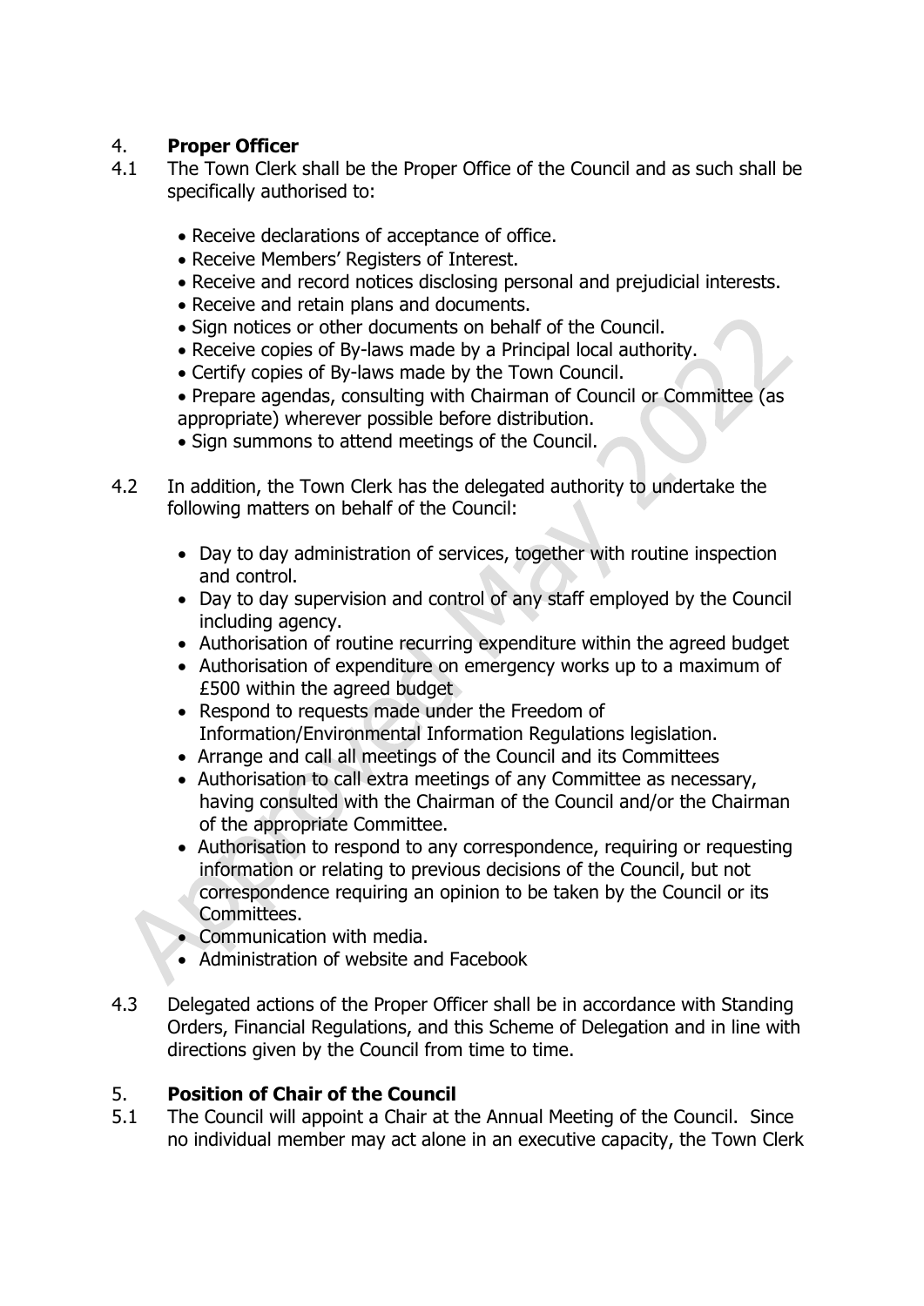## 4. **Proper Officer**

4.1 The Town Clerk shall be the Proper Office of the Council and as such shall be specifically authorised to:

- Receive declarations of acceptance of office.
- Receive Members' Registers of Interest.
- Receive and record notices disclosing personal and prejudicial interests.
- Receive and retain plans and documents.
- Sign notices or other documents on behalf of the Council.
- Receive copies of By-laws made by a Principal local authority.
- Certify copies of By-laws made by the Town Council.
- Prepare agendas, consulting with Chairman of Council or Committee (as appropriate) wherever possible before distribution.
- Sign summons to attend meetings of the Council.

4.2 In addition, the Town Clerk has the delegated authority to undertake the following matters on behalf of the Council:

- Day to day administration of services, together with routine inspection and control.
- Day to day supervision and control of any staff employed by the Council including agency.
- Authorisation of routine recurring expenditure within the agreed budget
- Authorisation of expenditure on emergency works up to a maximum of £500 within the agreed budget
- Respond to requests made under the Freedom of Information/Environmental Information Regulations legislation.
- Arrange and call all meetings of the Council and its Committees
- Authorisation to call extra meetings of any Committee as necessary, having consulted with the Chairman of the Council and/or the Chairman of the appropriate Committee.
- Authorisation to respond to any correspondence, requiring or requesting information or relating to previous decisions of the Council, but not correspondence requiring an opinion to be taken by the Council or its Committees.
- Communication with media.
- Administration of website and Facebook

4.3 Delegated actions of the Proper Officer shall be in accordance with Standing Orders, Financial Regulations, and this Scheme of Delegation and in line with directions given by the Council from time to time.

## 5. **Position of Chair of the Council**

5.1 The Council will appoint a Chair at the Annual Meeting of the Council. Since no individual member may act alone in an executive capacity, the Town Clerk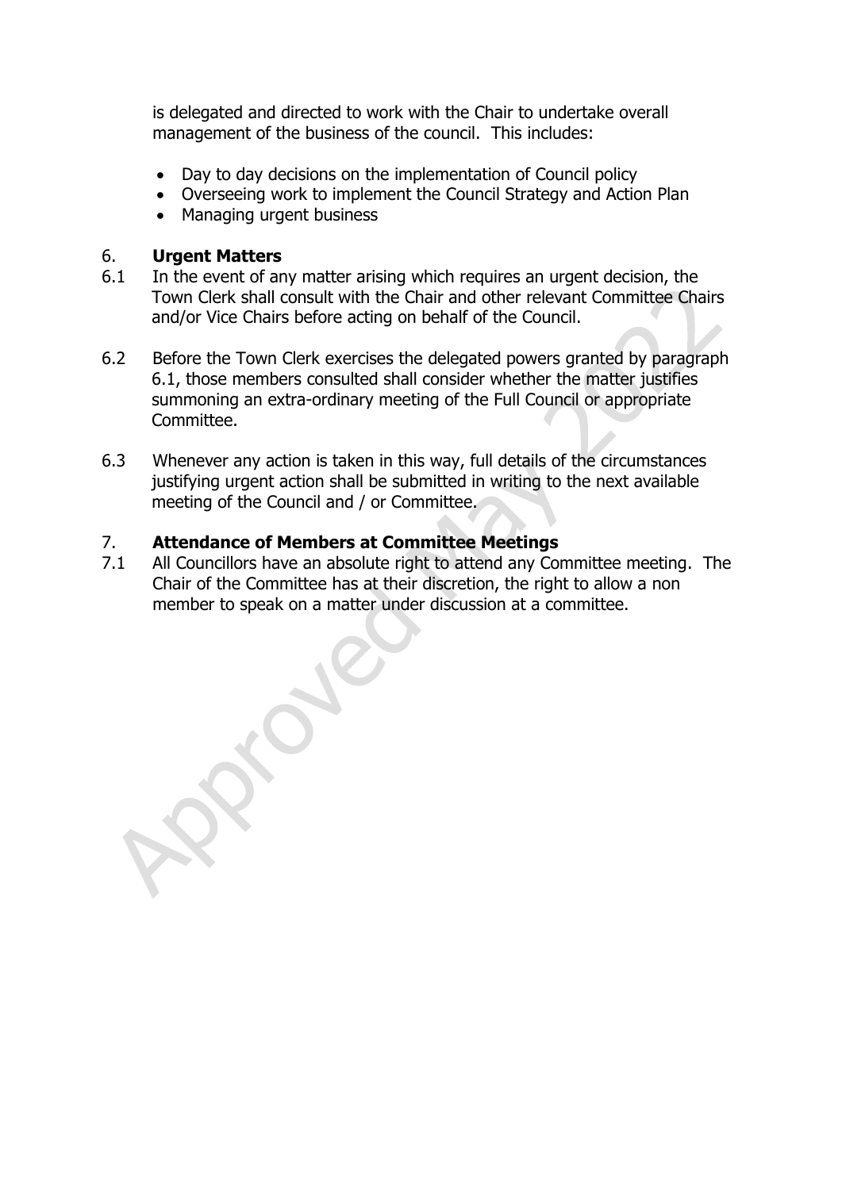is delegated and directed to work with the Chair to undertake overall management of the business of the council. This includes:

- Day to day decisions on the implementation of Council policy
- Overseeing work to implement the Council Strategy and Action Plan
- Managing urgent business

## 6. Urgent Matters

6.1 In the event of any matter arising which requires an urgent decision, the Town Clerk shall consult with the Chair and other relevant Committee Chairs and/or Vice Chairs before acting on behalf of the Council.

6.2 Before the Town Clerk exercises the delegated powers granted by paragraph 6.1, those members consulted shall consider whether the matter justifies summoning an extra-ordinary meeting of the Full Council or appropriate Committee.

6.3 Whenever any action is taken in this way, full details of the circumstances justifying urgent action shall be submitted in writing to the next available meeting of the Council and / or Committee.

## 7. Attendance of Members at Committee Meetings

7.1 All Councillors have an absolute right to attend any Committee meeting. The Chair of the Committee has at their discretion, the right to allow a non member to speak on a matter under discussion at a committee.